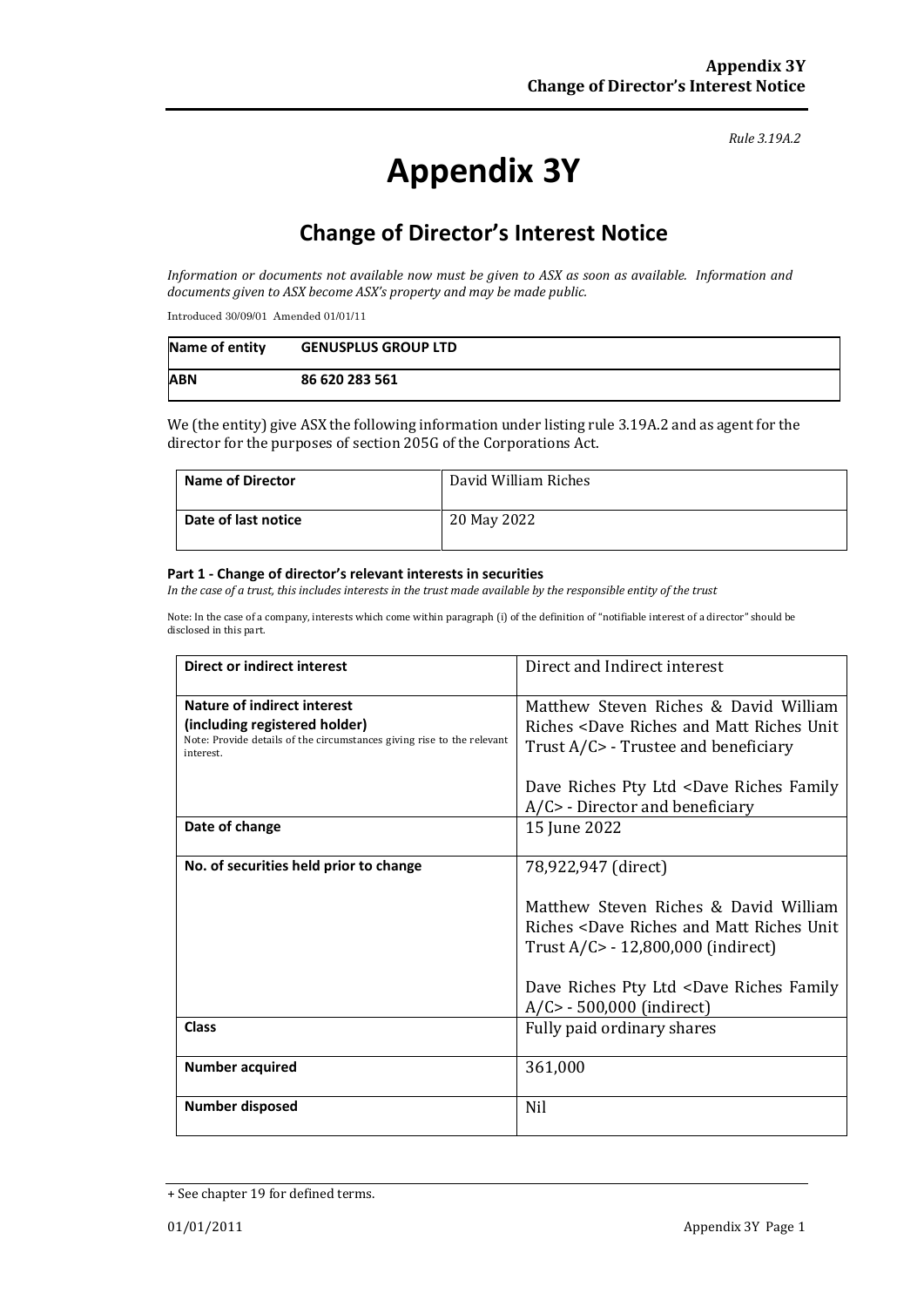*Rule 3.19A.2*

# Appendix 3Y

## Change of Director's Interest Notice

*Information or documents not available now must be given to ASX as soon as available. Information and documents given to ASX become ASX's property and may be made public.*

Introduced 30/09/01 Amended 01/01/11

| Name of entity | GENUSPLUS GROUP LTD |
|---|---|
| ABN | 86 620 283 561 |

We (the entity) give ASX the following information under listing rule 3.19A.2 and as agent for the director for the purposes of section 205G of the Corporations Act.

| Name of Director | David William Riches |
|---|---|
| Date of last notice | 20 May 2022 |

**Part 1 - Change of director's relevant interests in securities**

*In the case of a trust, this includes interests in the trust made available by the responsible entity of the trust*

Note: In the case of a company, interests which come within paragraph (i) of the definition of "notifiable interest of a director" should be disclosed in this part.

| Direct or indirect interest | Direct and Indirect interest |
|---|---|
| **Nature of indirect interest (including registered holder)** Note: Provide details of the circumstances giving rise to the relevant interest. | Matthew Steven Riches & David William Riches <Dave Riches and Matt Riches Unit Trust A/C> - Trustee and beneficiary<br><br>Dave Riches Pty Ltd <Dave Riches Family A/C> - Director and beneficiary |
| **Date of change** | 15 June 2022 |
| **No. of securities held prior to change** | 78,922,947 (direct)<br><br>Matthew Steven Riches & David William Riches <Dave Riches and Matt Riches Unit Trust A/C> - 12,800,000 (indirect)<br><br>Dave Riches Pty Ltd <Dave Riches Family A/C> - 500,000 (indirect) |
| **Class** | Fully paid ordinary shares |
| **Number acquired** | 361,000 |
| **Number disposed** | Nil |

+ See chapter 19 for defined terms.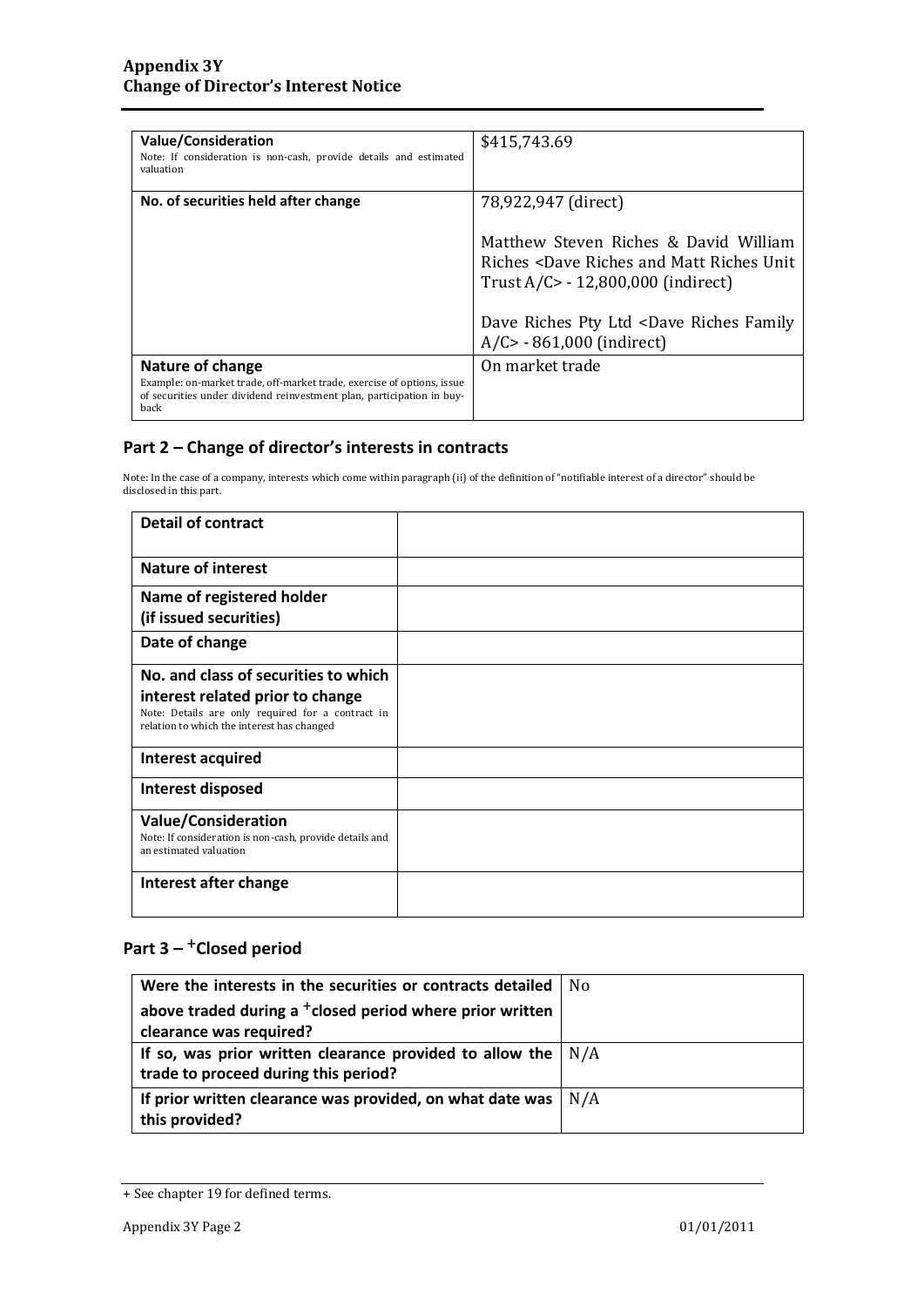| | |
|---|---|
| **Value/Consideration**<br>Note: If consideration is non-cash, provide details and estimated valuation | $415,743.69 |
| **No. of securities held after change** | 78,922,947 (direct)<br><br>Matthew Steven Riches & David William Riches <Dave Riches and Matt Riches Unit Trust A/C> - 12,800,000 (indirect)<br><br>Dave Riches Pty Ltd <Dave Riches Family A/C> - 861,000 (indirect) |
| **Nature of change**<br>Example: on-market trade, off-market trade, exercise of options, issue of securities under dividend reinvestment plan, participation in buy-back | On market trade |

## Part 2 – Change of director's interests in contracts

Note: In the case of a company, interests which come within paragraph (ii) of the definition of "notifiable interest of a director" should be disclosed in this part.

| | |
|---|---|
| **Detail of contract** | |
| **Nature of interest** | |
| **Name of registered holder (if issued securities)** | |
| **Date of change** | |
| **No. and class of securities to which interest related prior to change**<br>Note: Details are only required for a contract in relation to which the interest has changed | |
| **Interest acquired** | |
| **Interest disposed** | |
| **Value/Consideration**<br>Note: If consideration is non-cash, provide details and an estimated valuation | |
| **Interest after change** | |

## Part 3 – +Closed period

| | |
|---|---|
| **Were the interests in the securities or contracts detailed above traded during a +closed period where prior written clearance was required?** | No |
| **If so, was prior written clearance provided to allow the trade to proceed during this period?** | N/A |
| **If prior written clearance was provided, on what date was this provided?** | N/A |

+ See chapter 19 for defined terms.